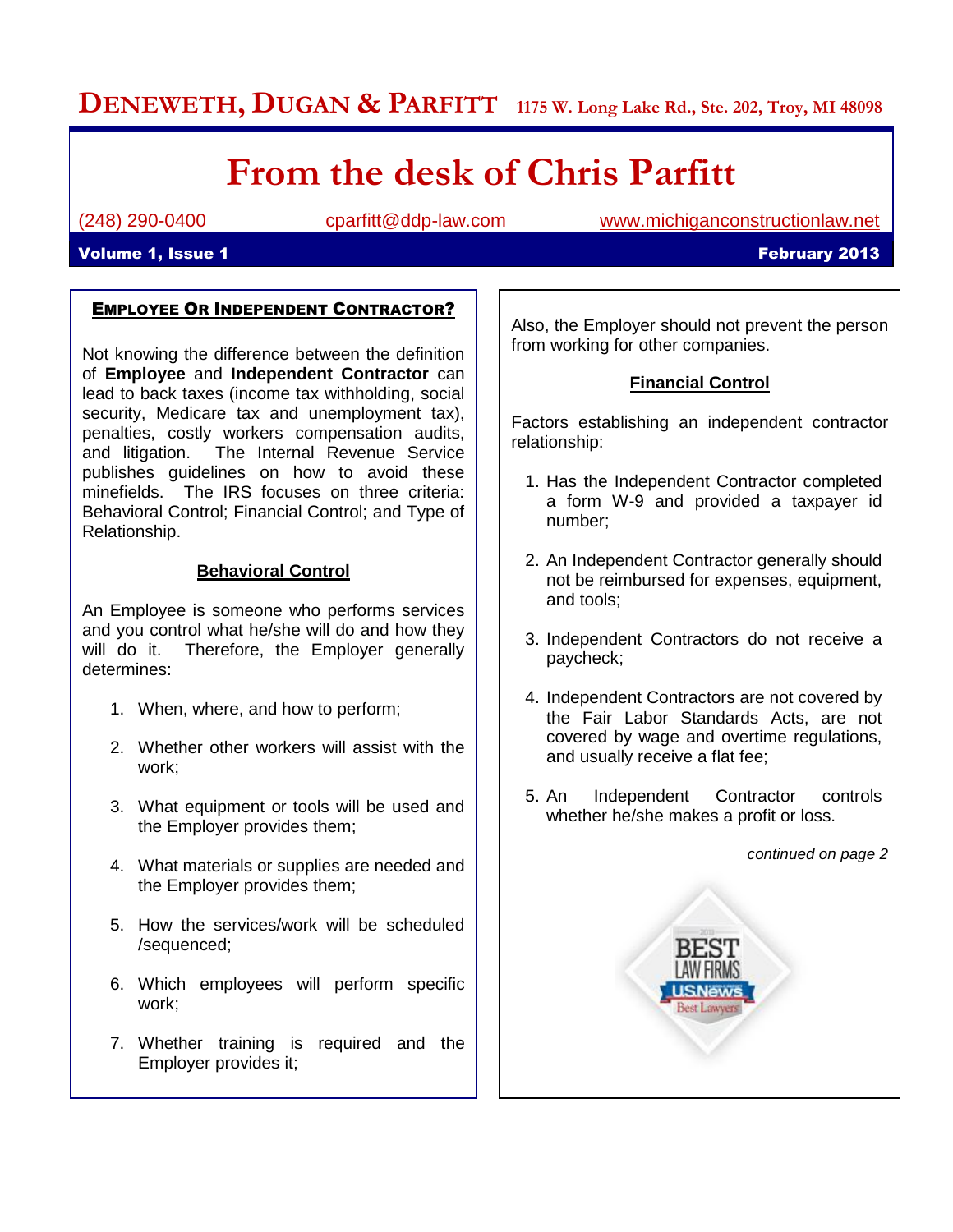**DENEWETH, DUGAN & PARFITT** 1175 W. Long Lake Rd., Ste. 202, Troy, MI 48098

# From the desk of Chris Parfitt

(248) 290-0400 cparfitt@ddp-law.com www.michiganconstructionlaw.net

**Volume 1, Issue 1** **February 2013**

## EMPLOYEE OR INDEPENDENT CONTRACTOR?

Not knowing the difference between the definition of **Employee** and **Independent Contractor** can lead to back taxes (income tax withholding, social security, Medicare tax and unemployment tax), penalties, costly workers compensation audits, and litigation. The Internal Revenue Service publishes guidelines on how to avoid these minefields. The IRS focuses on three criteria: Behavioral Control; Financial Control; and Type of Relationship.

### Behavioral Control

An Employee is someone who performs services and you control what he/she will do and how they will do it. Therefore, the Employer generally determines:

1. When, where, and how to perform;
2. Whether other workers will assist with the work;
3. What equipment or tools will be used and the Employer provides them;
4. What materials or supplies are needed and the Employer provides them;
5. How the services/work will be scheduled /sequenced;
6. Which employees will perform specific work;
7. Whether training is required and the Employer provides it;

Also, the Employer should not prevent the person from working for other companies.

### Financial Control

Factors establishing an independent contractor relationship:

1. Has the Independent Contractor completed a form W-9 and provided a taxpayer id number;
2. An Independent Contractor generally should not be reimbursed for expenses, equipment, and tools;
3. Independent Contractors do not receive a paycheck;
4. Independent Contractors are not covered by the Fair Labor Standards Acts, are not covered by wage and overtime regulations, and usually receive a flat fee;
5. An Independent Contractor controls whether he/she makes a profit or loss.

*continued on page 2*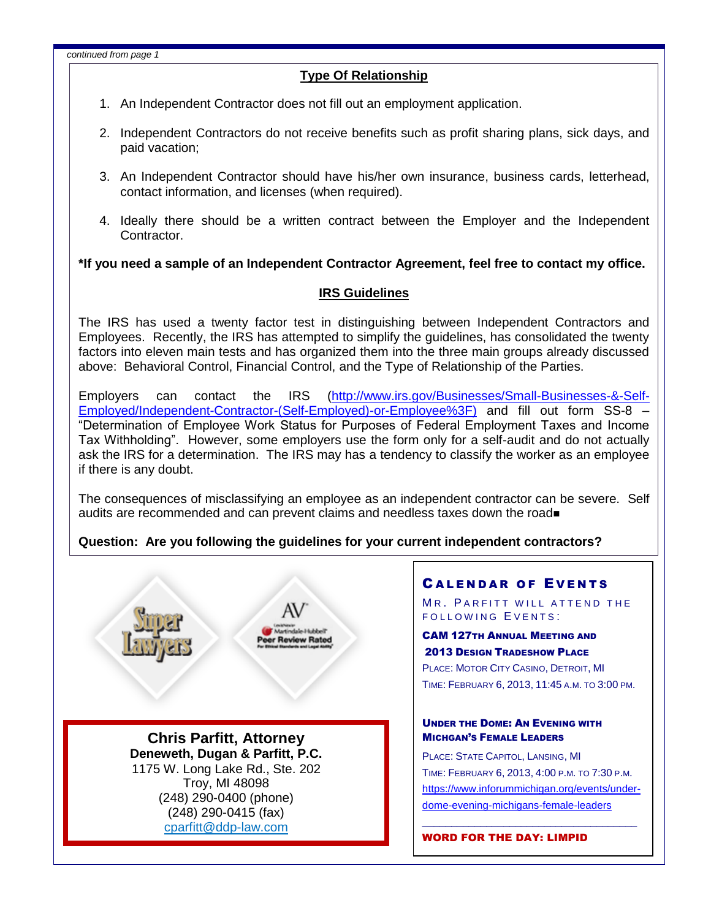*continued from page 1*

## Type Of Relationship

1. An Independent Contractor does not fill out an employment application.
2. Independent Contractors do not receive benefits such as profit sharing plans, sick days, and paid vacation;
3. An Independent Contractor should have his/her own insurance, business cards, letterhead, contact information, and licenses (when required).
4. Ideally there should be a written contract between the Employer and the Independent Contractor.

**\*If you need a sample of an Independent Contractor Agreement, feel free to contact my office.**

## IRS Guidelines

The IRS has used a twenty factor test in distinguishing between Independent Contractors and Employees. Recently, the IRS has attempted to simplify the guidelines, has consolidated the twenty factors into eleven main tests and has organized them into the three main groups already discussed above: Behavioral Control, Financial Control, and the Type of Relationship of the Parties.

Employers can contact the IRS (http://www.irs.gov/Businesses/Small-Businesses-&-Self-Employed/Independent-Contractor-(Self-Employed)-or-Employee%3F) and fill out form SS-8 – "Determination of Employee Work Status for Purposes of Federal Employment Taxes and Income Tax Withholding". However, some employers use the form only for a self-audit and do not actually ask the IRS for a determination. The IRS may has a tendency to classify the worker as an employee if there is any doubt.

The consequences of misclassifying an employee as an independent contractor can be severe. Self audits are recommended and can prevent claims and needless taxes down the road■

**Question: Are you following the guidelines for your current independent contractors?**

Super Lawyers

AV LexisNexis Martindale-Hubbell Peer Review Rated For Ethical Standards and Legal Ability

**Chris Parfitt, Attorney**
**Deneweth, Dugan & Parfitt, P.C.**
1175 W. Long Lake Rd., Ste. 202
Troy, MI 48098
(248) 290-0400 (phone)
(248) 290-0415 (fax)
cparfitt@ddp-law.com

## Calendar of Events

Mr. Parfitt will attend the following events:

**CAM 127th Annual Meeting and 2013 Design Tradeshow Place**
Place: Motor City Casino, Detroit, MI
Time: February 6, 2013, 11:45 a.m. to 3:00 pm.

**Under the Dome: An Evening with Michgan's Female Leaders**
Place: State Capitol, Lansing, MI
Time: February 6, 2013, 4:00 p.m. to 7:30 p.m.
https://www.inforummichigan.org/events/under-dome-evening-michigans-female-leaders

---

**WORD FOR THE DAY: LIMPID**